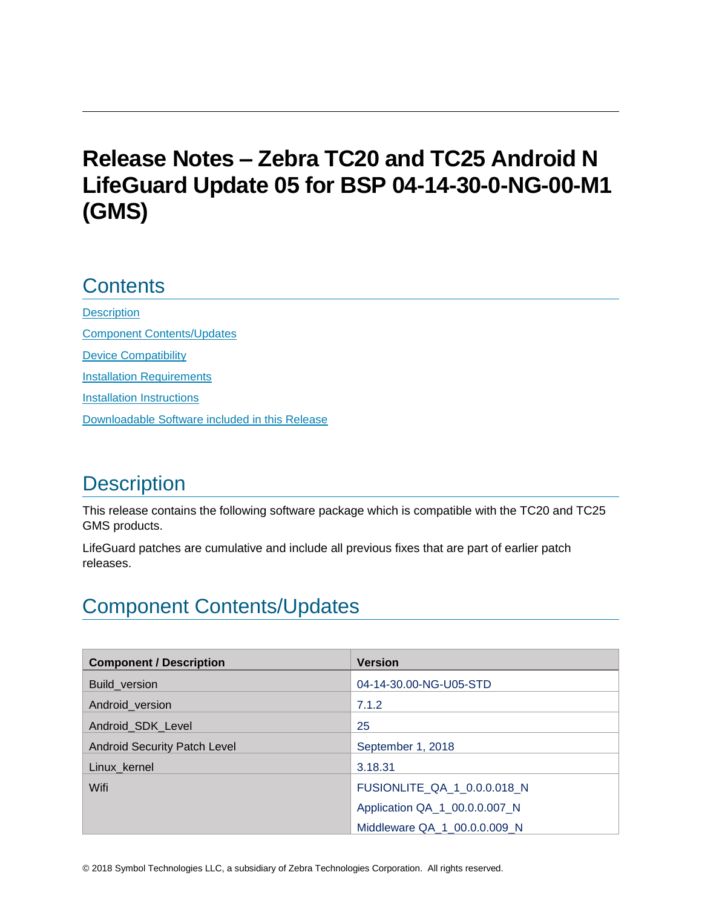# Release Notes – Zebra TC20 and TC25 Android N LifeGuard Update 05 for BSP 04-14-30-0-NG-00-M1 (GMS)

## Contents

[Description](#description)

[Component Contents/Updates](#component-contentsupdates)

[Device Compatibility](#device-compatibility)

[Installation Requirements](#installation-requirements)

[Installation Instructions](#installation-instructions)

[Downloadable Software included in this Release](#downloadable-software-included-in-this-release)

## Description

This release contains the following software package which is compatible with the TC20 and TC25 GMS products.

LifeGuard patches are cumulative and include all previous fixes that are part of earlier patch releases.

## Component Contents/Updates

| Component / Description | Version |
|---|---|
| Build_version | 04-14-30.00-NG-U05-STD |
| Android_version | 7.1.2 |
| Android_SDK_Level | 25 |
| Android Security Patch Level | September 1, 2018 |
| Linux_kernel | 3.18.31 |
| Wifi | FUSIONLITE_QA_1_0.0.0.018_N<br>Application QA_1_00.0.0.007_N<br>Middleware QA_1_00.0.0.009_N |

© 2018 Symbol Technologies LLC, a subsidiary of Zebra Technologies Corporation. All rights reserved.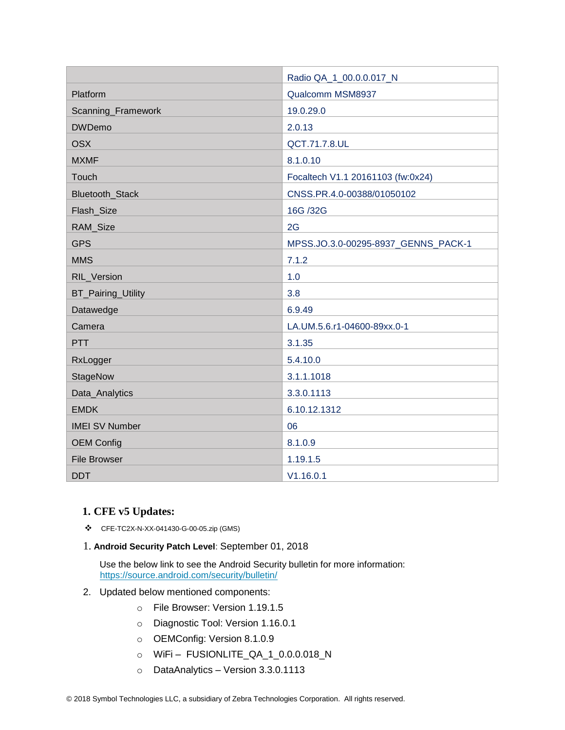| | Radio QA_1_00.0.0.017_N |
|---|---|
| Platform | Qualcomm MSM8937 |
| Scanning_Framework | 19.0.29.0 |
| DWDemo | 2.0.13 |
| OSX | QCT.71.7.8.UL |
| MXMF | 8.1.0.10 |
| Touch | Focaltech V1.1 20161103 (fw:0x24) |
| Bluetooth_Stack | CNSS.PR.4.0-00388/01050102 |
| Flash_Size | 16G /32G |
| RAM_Size | 2G |
| GPS | MPSS.JO.3.0-00295-8937_GENNS_PACK-1 |
| MMS | 7.1.2 |
| RIL_Version | 1.0 |
| BT_Pairing_Utility | 3.8 |
| Datawedge | 6.9.49 |
| Camera | LA.UM.5.6.r1-04600-89xx.0-1 |
| PTT | 3.1.35 |
| RxLogger | 5.4.10.0 |
| StageNow | 3.1.1.1018 |
| Data_Analytics | 3.3.0.1113 |
| EMDK | 6.10.12.1312 |
| IMEI SV Number | 06 |
| OEM Config | 8.1.0.9 |
| File Browser | 1.19.1.5 |
| DDT | V1.16.0.1 |

## 1. CFE v5 Updates:

- CFE-TC2X-N-XX-041430-G-00-05.zip (GMS)

1. **Android Security Patch Level**: September 01, 2018

   Use the below link to see the Android Security bulletin for more information: https://source.android.com/security/bulletin/

2. Updated below mentioned components:
   - File Browser: Version 1.19.1.5
   - Diagnostic Tool: Version 1.16.0.1
   - OEMConfig: Version 8.1.0.9
   - WiFi – FUSIONLITE_QA_1_0.0.0.018_N
   - DataAnalytics – Version 3.3.0.1113

© 2018 Symbol Technologies LLC, a subsidiary of Zebra Technologies Corporation. All rights reserved.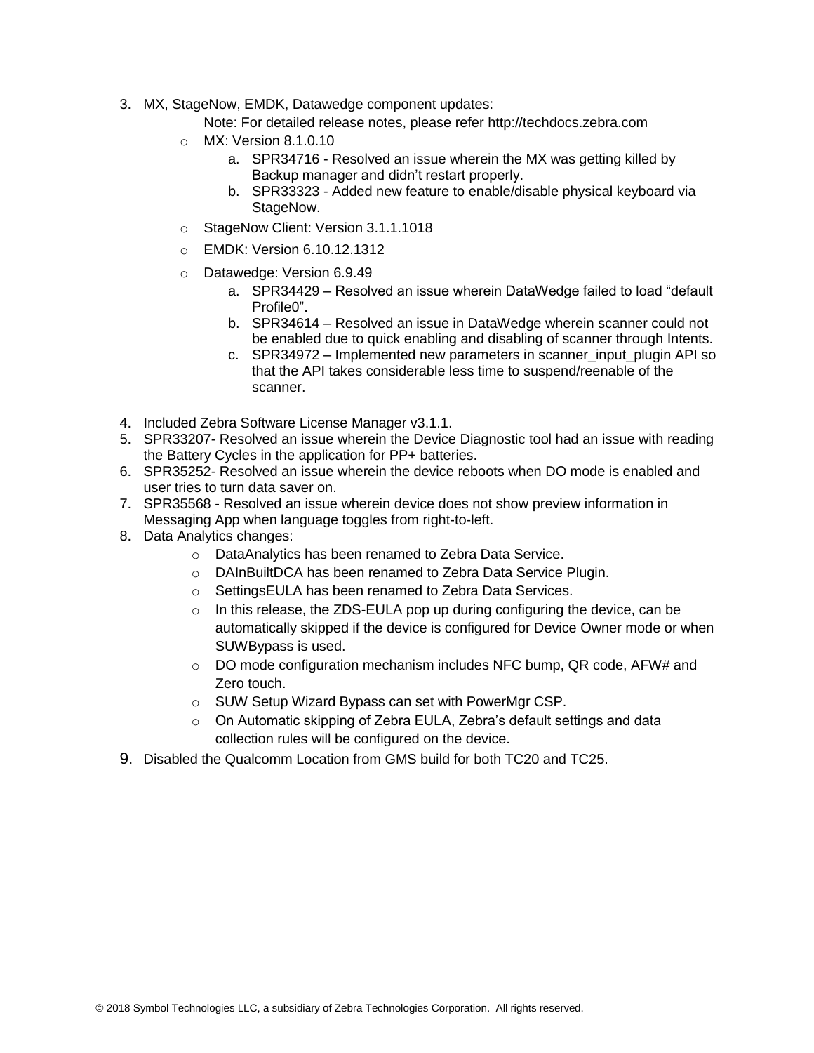3. MX, StageNow, EMDK, Datawedge component updates:

   Note: For detailed release notes, please refer http://techdocs.zebra.com

   - MX: Version 8.1.0.10
     a. SPR34716 - Resolved an issue wherein the MX was getting killed by Backup manager and didn't restart properly.
     b. SPR33323 - Added new feature to enable/disable physical keyboard via StageNow.
   - StageNow Client: Version 3.1.1.1018
   - EMDK: Version 6.10.12.1312
   - Datawedge: Version 6.9.49
     a. SPR34429 – Resolved an issue wherein DataWedge failed to load "default Profile0".
     b. SPR34614 – Resolved an issue in DataWedge wherein scanner could not be enabled due to quick enabling and disabling of scanner through Intents.
     c. SPR34972 – Implemented new parameters in scanner_input_plugin API so that the API takes considerable less time to suspend/reenable of the scanner.

4. Included Zebra Software License Manager v3.1.1.
5. SPR33207- Resolved an issue wherein the Device Diagnostic tool had an issue with reading the Battery Cycles in the application for PP+ batteries.
6. SPR35252- Resolved an issue wherein the device reboots when DO mode is enabled and user tries to turn data saver on.
7. SPR35568 - Resolved an issue wherein device does not show preview information in Messaging App when language toggles from right-to-left.
8. Data Analytics changes:
   - DataAnalytics has been renamed to Zebra Data Service.
   - DAInBuiltDCA has been renamed to Zebra Data Service Plugin.
   - SettingsEULA has been renamed to Zebra Data Services.
   - In this release, the ZDS-EULA pop up during configuring the device, can be automatically skipped if the device is configured for Device Owner mode or when SUWBypass is used.
   - DO mode configuration mechanism includes NFC bump, QR code, AFW# and Zero touch.
   - SUW Setup Wizard Bypass can set with PowerMgr CSP.
   - On Automatic skipping of Zebra EULA, Zebra's default settings and data collection rules will be configured on the device.
9. Disabled the Qualcomm Location from GMS build for both TC20 and TC25.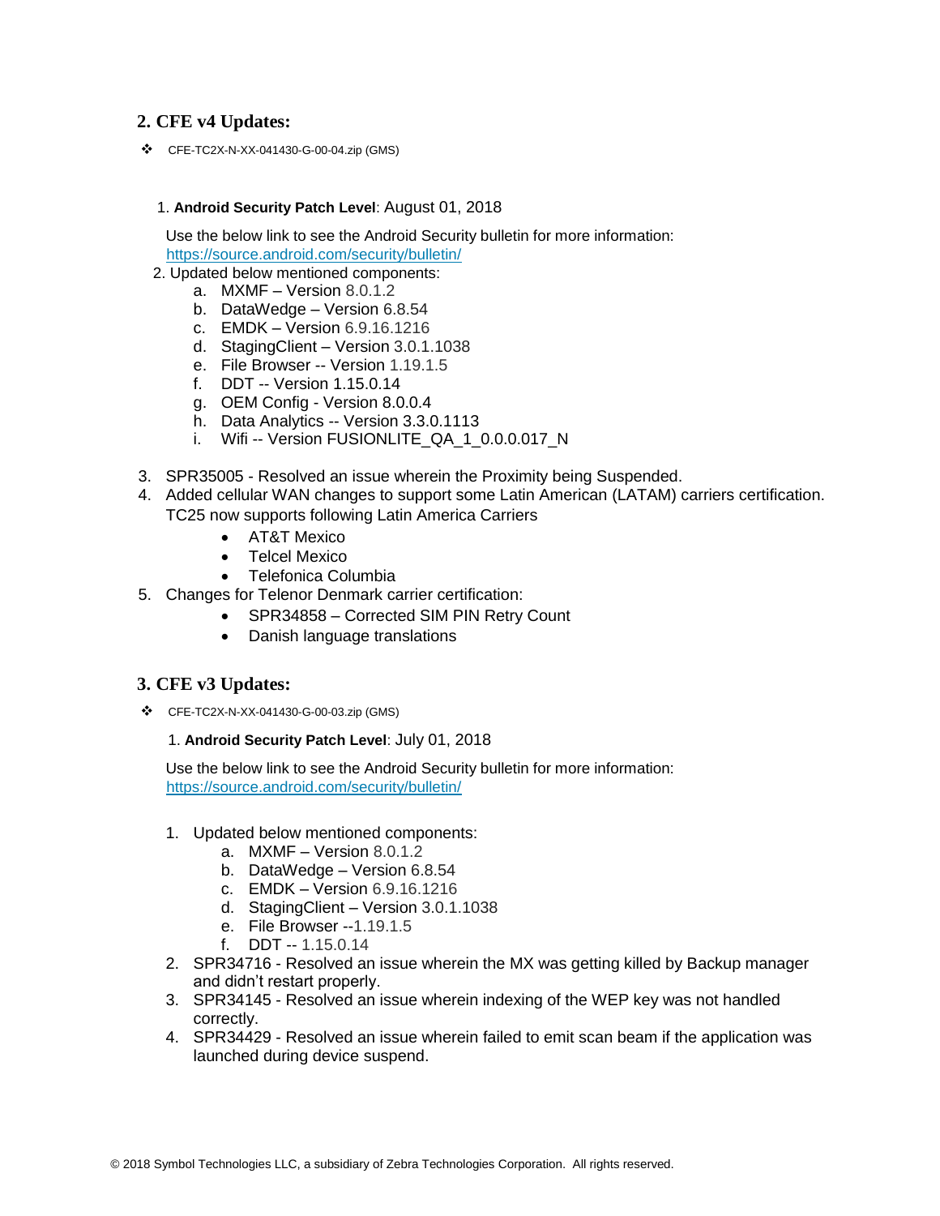## 2. CFE v4 Updates:

❖ CFE-TC2X-N-XX-041430-G-00-04.zip (GMS)

1. **Android Security Patch Level**: August 01, 2018

   Use the below link to see the Android Security bulletin for more information: https://source.android.com/security/bulletin/

2. Updated below mentioned components:
   a. MXMF – Version 8.0.1.2
   b. DataWedge – Version 6.8.54
   c. EMDK – Version 6.9.16.1216
   d. StagingClient – Version 3.0.1.1038
   e. File Browser -- Version 1.19.1.5
   f. DDT -- Version 1.15.0.14
   g. OEM Config - Version 8.0.0.4
   h. Data Analytics -- Version 3.3.0.1113
   i. Wifi -- Version FUSIONLITE_QA_1_0.0.0.017_N

3. SPR35005 - Resolved an issue wherein the Proximity being Suspended.
4. Added cellular WAN changes to support some Latin American (LATAM) carriers certification. TC25 now supports following Latin America Carriers
   - AT&T Mexico
   - Telcel Mexico
   - Telefonica Columbia
5. Changes for Telenor Denmark carrier certification:
   - SPR34858 – Corrected SIM PIN Retry Count
   - Danish language translations

## 3. CFE v3 Updates:

❖ CFE-TC2X-N-XX-041430-G-00-03.zip (GMS)

1. **Android Security Patch Level**: July 01, 2018

   Use the below link to see the Android Security bulletin for more information: https://source.android.com/security/bulletin/

1. Updated below mentioned components:
   a. MXMF – Version 8.0.1.2
   b. DataWedge – Version 6.8.54
   c. EMDK – Version 6.9.16.1216
   d. StagingClient – Version 3.0.1.1038
   e. File Browser --1.19.1.5
   f. DDT -- 1.15.0.14
2. SPR34716 - Resolved an issue wherein the MX was getting killed by Backup manager and didn't restart properly.
3. SPR34145 - Resolved an issue wherein indexing of the WEP key was not handled correctly.
4. SPR34429 - Resolved an issue wherein failed to emit scan beam if the application was launched during device suspend.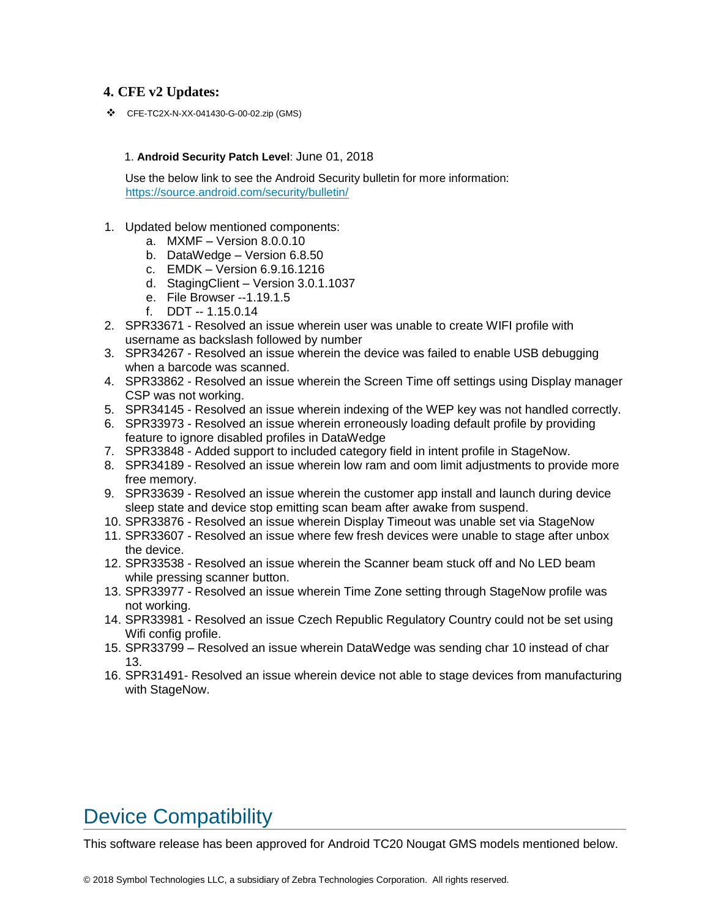### 4. CFE v2 Updates:

- CFE-TC2X-N-XX-041430-G-00-02.zip (GMS)

1. **Android Security Patch Level**: June 01, 2018

   Use the below link to see the Android Security bulletin for more information: https://source.android.com/security/bulletin/

1. Updated below mentioned components:
   a. MXMF – Version 8.0.0.10
   b. DataWedge – Version 6.8.50
   c. EMDK – Version 6.9.16.1216
   d. StagingClient – Version 3.0.1.1037
   e. File Browser --1.19.1.5
   f. DDT -- 1.15.0.14
2. SPR33671 - Resolved an issue wherein user was unable to create WIFI profile with username as backslash followed by number
3. SPR34267 - Resolved an issue wherein the device was failed to enable USB debugging when a barcode was scanned.
4. SPR33862 - Resolved an issue wherein the Screen Time off settings using Display manager CSP was not working.
5. SPR34145 - Resolved an issue wherein indexing of the WEP key was not handled correctly.
6. SPR33973 - Resolved an issue wherein erroneously loading default profile by providing feature to ignore disabled profiles in DataWedge
7. SPR33848 - Added support to included category field in intent profile in StageNow.
8. SPR34189 - Resolved an issue wherein low ram and oom limit adjustments to provide more free memory.
9. SPR33639 - Resolved an issue wherein the customer app install and launch during device sleep state and device stop emitting scan beam after awake from suspend.
10. SPR33876 - Resolved an issue wherein Display Timeout was unable set via StageNow
11. SPR33607 - Resolved an issue where few fresh devices were unable to stage after unbox the device.
12. SPR33538 - Resolved an issue wherein the Scanner beam stuck off and No LED beam while pressing scanner button.
13. SPR33977 - Resolved an issue wherein Time Zone setting through StageNow profile was not working.
14. SPR33981 - Resolved an issue Czech Republic Regulatory Country could not be set using Wifi config profile.
15. SPR33799 – Resolved an issue wherein DataWedge was sending char 10 instead of char 13.
16. SPR31491- Resolved an issue wherein device not able to stage devices from manufacturing with StageNow.

# Device Compatibility

This software release has been approved for Android TC20 Nougat GMS models mentioned below.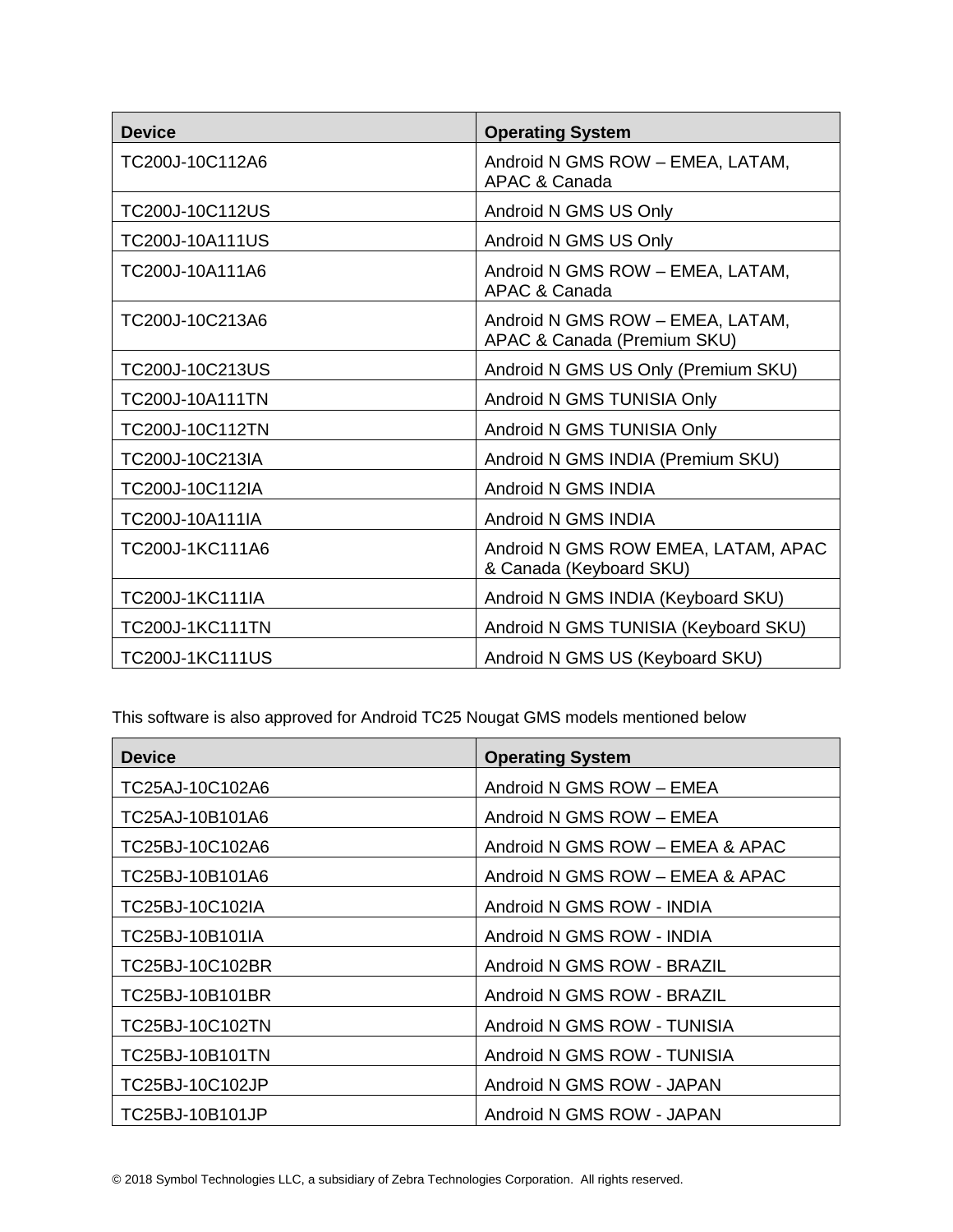| Device | Operating System |
| --- | --- |
| TC200J-10C112A6 | Android N GMS ROW – EMEA, LATAM, APAC & Canada |
| TC200J-10C112US | Android N GMS US Only |
| TC200J-10A111US | Android N GMS US Only |
| TC200J-10A111A6 | Android N GMS ROW – EMEA, LATAM, APAC & Canada |
| TC200J-10C213A6 | Android N GMS ROW – EMEA, LATAM, APAC & Canada (Premium SKU) |
| TC200J-10C213US | Android N GMS US Only (Premium SKU) |
| TC200J-10A111TN | Android N GMS TUNISIA Only |
| TC200J-10C112TN | Android N GMS TUNISIA Only |
| TC200J-10C213IA | Android N GMS INDIA (Premium SKU) |
| TC200J-10C112IA | Android N GMS INDIA |
| TC200J-10A111IA | Android N GMS INDIA |
| TC200J-1KC111A6 | Android N GMS ROW EMEA, LATAM, APAC & Canada (Keyboard SKU) |
| TC200J-1KC111IA | Android N GMS INDIA (Keyboard SKU) |
| TC200J-1KC111TN | Android N GMS TUNISIA (Keyboard SKU) |
| TC200J-1KC111US | Android N GMS US (Keyboard SKU) |

This software is also approved for Android TC25 Nougat GMS models mentioned below

| Device | Operating System |
| --- | --- |
| TC25AJ-10C102A6 | Android N GMS ROW – EMEA |
| TC25AJ-10B101A6 | Android N GMS ROW – EMEA |
| TC25BJ-10C102A6 | Android N GMS ROW – EMEA & APAC |
| TC25BJ-10B101A6 | Android N GMS ROW – EMEA & APAC |
| TC25BJ-10C102IA | Android N GMS ROW - INDIA |
| TC25BJ-10B101IA | Android N GMS ROW - INDIA |
| TC25BJ-10C102BR | Android N GMS ROW - BRAZIL |
| TC25BJ-10B101BR | Android N GMS ROW - BRAZIL |
| TC25BJ-10C102TN | Android N GMS ROW - TUNISIA |
| TC25BJ-10B101TN | Android N GMS ROW - TUNISIA |
| TC25BJ-10C102JP | Android N GMS ROW - JAPAN |
| TC25BJ-10B101JP | Android N GMS ROW - JAPAN |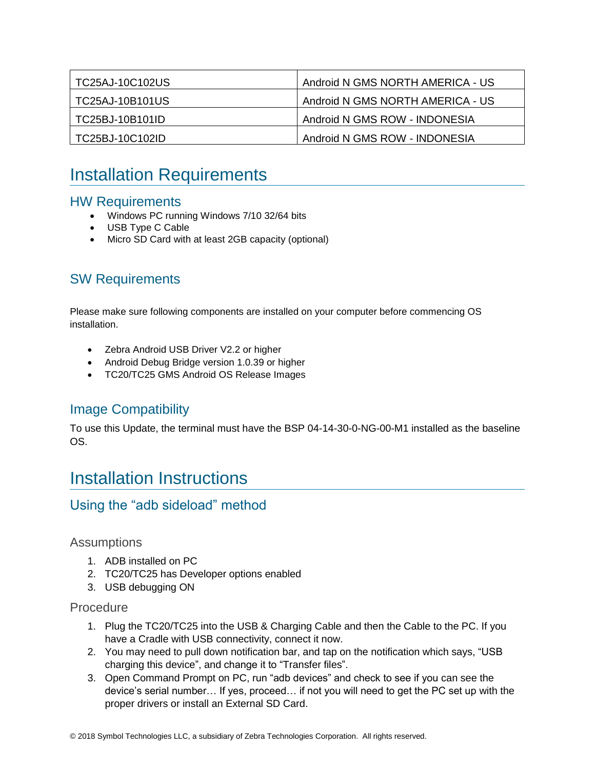| TC25AJ-10C102US | Android N GMS NORTH AMERICA - US |
|---|---|
| TC25AJ-10B101US | Android N GMS NORTH AMERICA - US |
| TC25BJ-10B101ID | Android N GMS ROW - INDONESIA |
| TC25BJ-10C102ID | Android N GMS ROW - INDONESIA |

# Installation Requirements

## HW Requirements

- Windows PC running Windows 7/10 32/64 bits
- USB Type C Cable
- Micro SD Card with at least 2GB capacity (optional)

## SW Requirements

Please make sure following components are installed on your computer before commencing OS installation.

- Zebra Android USB Driver V2.2 or higher
- Android Debug Bridge version 1.0.39 or higher
- TC20/TC25 GMS Android OS Release Images

## Image Compatibility

To use this Update, the terminal must have the BSP 04-14-30-0-NG-00-M1 installed as the baseline OS.

# Installation Instructions

## Using the “adb sideload” method

### Assumptions

1. ADB installed on PC
2. TC20/TC25 has Developer options enabled
3. USB debugging ON

### Procedure

1. Plug the TC20/TC25 into the USB & Charging Cable and then the Cable to the PC. If you have a Cradle with USB connectivity, connect it now.
2. You may need to pull down notification bar, and tap on the notification which says, “USB charging this device”, and change it to “Transfer files”.
3. Open Command Prompt on PC, run “adb devices” and check to see if you can see the device’s serial number… If yes, proceed… if not you will need to get the PC set up with the proper drivers or install an External SD Card.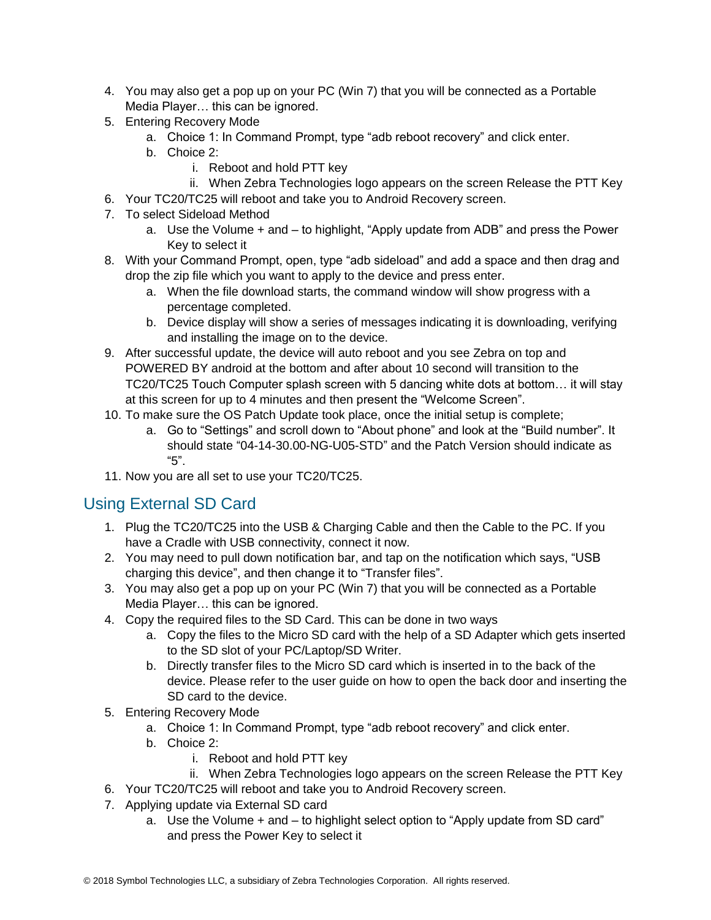4. You may also get a pop up on your PC (Win 7) that you will be connected as a Portable Media Player… this can be ignored.
5. Entering Recovery Mode
   a. Choice 1: In Command Prompt, type “adb reboot recovery” and click enter.
   b. Choice 2:
      i. Reboot and hold PTT key
      ii. When Zebra Technologies logo appears on the screen Release the PTT Key
6. Your TC20/TC25 will reboot and take you to Android Recovery screen.
7. To select Sideload Method
   a. Use the Volume + and – to highlight, “Apply update from ADB” and press the Power Key to select it
8. With your Command Prompt, open, type “adb sideload” and add a space and then drag and drop the zip file which you want to apply to the device and press enter.
   a. When the file download starts, the command window will show progress with a percentage completed.
   b. Device display will show a series of messages indicating it is downloading, verifying and installing the image on to the device.
9. After successful update, the device will auto reboot and you see Zebra on top and POWERED BY android at the bottom and after about 10 second will transition to the TC20/TC25 Touch Computer splash screen with 5 dancing white dots at bottom… it will stay at this screen for up to 4 minutes and then present the “Welcome Screen”.
10. To make sure the OS Patch Update took place, once the initial setup is complete;
    a. Go to “Settings” and scroll down to “About phone” and look at the “Build number”. It should state “04-14-30.00-NG-U05-STD” and the Patch Version should indicate as “5”.
11. Now you are all set to use your TC20/TC25.

## Using External SD Card

1. Plug the TC20/TC25 into the USB & Charging Cable and then the Cable to the PC. If you have a Cradle with USB connectivity, connect it now.
2. You may need to pull down notification bar, and tap on the notification which says, “USB charging this device”, and then change it to “Transfer files”.
3. You may also get a pop up on your PC (Win 7) that you will be connected as a Portable Media Player… this can be ignored.
4. Copy the required files to the SD Card. This can be done in two ways
   a. Copy the files to the Micro SD card with the help of a SD Adapter which gets inserted to the SD slot of your PC/Laptop/SD Writer.
   b. Directly transfer files to the Micro SD card which is inserted in to the back of the device. Please refer to the user guide on how to open the back door and inserting the SD card to the device.
5. Entering Recovery Mode
   a. Choice 1: In Command Prompt, type “adb reboot recovery” and click enter.
   b. Choice 2:
      i. Reboot and hold PTT key
      ii. When Zebra Technologies logo appears on the screen Release the PTT Key
6. Your TC20/TC25 will reboot and take you to Android Recovery screen.
7. Applying update via External SD card
   a. Use the Volume + and – to highlight select option to “Apply update from SD card” and press the Power Key to select it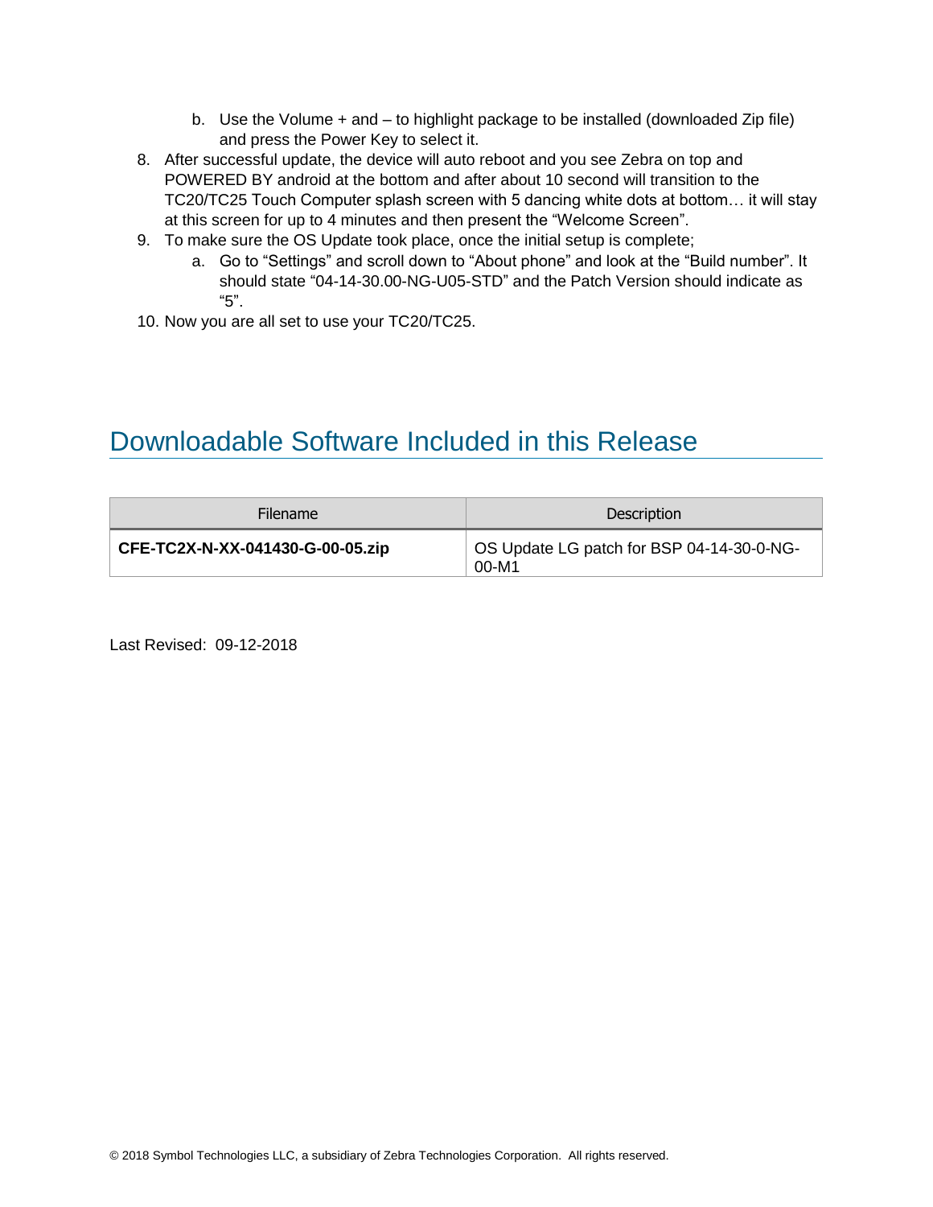b. Use the Volume + and – to highlight package to be installed (downloaded Zip file) and press the Power Key to select it.

8. After successful update, the device will auto reboot and you see Zebra on top and POWERED BY android at the bottom and after about 10 second will transition to the TC20/TC25 Touch Computer splash screen with 5 dancing white dots at bottom… it will stay at this screen for up to 4 minutes and then present the “Welcome Screen”.
9. To make sure the OS Update took place, once the initial setup is complete;
   a. Go to “Settings” and scroll down to “About phone” and look at the “Build number”. It should state “04-14-30.00-NG-U05-STD” and the Patch Version should indicate as “5”.
10. Now you are all set to use your TC20/TC25.

## Downloadable Software Included in this Release

| Filename | Description |
|---|---|
| **CFE-TC2X-N-XX-041430-G-00-05.zip** | OS Update LG patch for BSP 04-14-30-0-NG-00-M1 |

Last Revised: 09-12-2018

© 2018 Symbol Technologies LLC, a subsidiary of Zebra Technologies Corporation. All rights reserved.